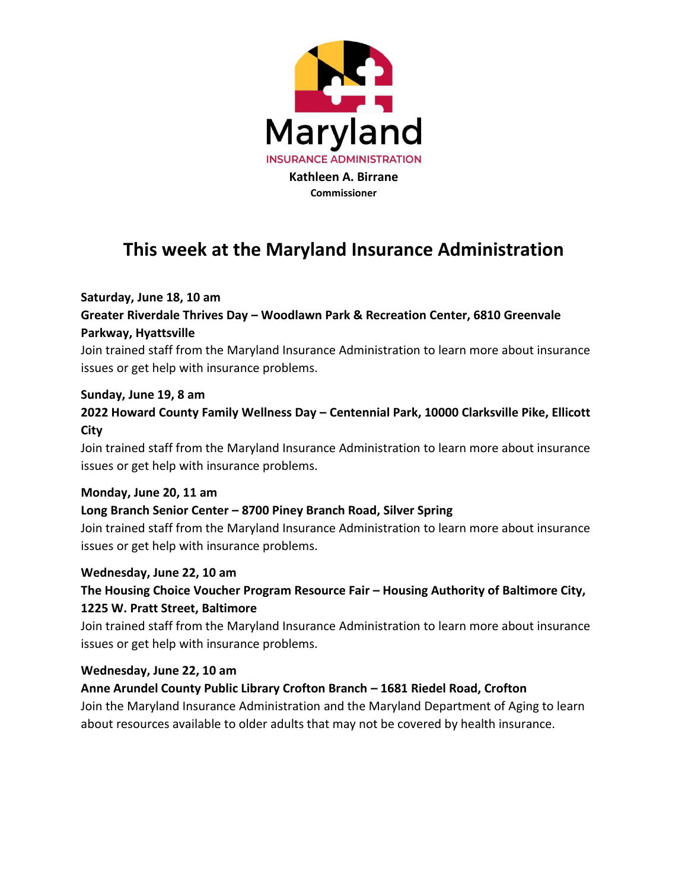Maryland

INSURANCE ADMINISTRATION

**Kathleen A. Birrane**
**Commissioner**

# This week at the Maryland Insurance Administration

**Saturday, June 18, 10 am**

**Greater Riverdale Thrives Day – Woodlawn Park & Recreation Center, 6810 Greenvale Parkway, Hyattsville**

Join trained staff from the Maryland Insurance Administration to learn more about insurance issues or get help with insurance problems.

**Sunday, June 19, 8 am**

**2022 Howard County Family Wellness Day – Centennial Park, 10000 Clarksville Pike, Ellicott City**

Join trained staff from the Maryland Insurance Administration to learn more about insurance issues or get help with insurance problems.

**Monday, June 20, 11 am**

**Long Branch Senior Center – 8700 Piney Branch Road, Silver Spring**

Join trained staff from the Maryland Insurance Administration to learn more about insurance issues or get help with insurance problems.

**Wednesday, June 22, 10 am**

**The Housing Choice Voucher Program Resource Fair – Housing Authority of Baltimore City, 1225 W. Pratt Street, Baltimore**

Join trained staff from the Maryland Insurance Administration to learn more about insurance issues or get help with insurance problems.

**Wednesday, June 22, 10 am**

**Anne Arundel County Public Library Crofton Branch – 1681 Riedel Road, Crofton**

Join the Maryland Insurance Administration and the Maryland Department of Aging to learn about resources available to older adults that may not be covered by health insurance.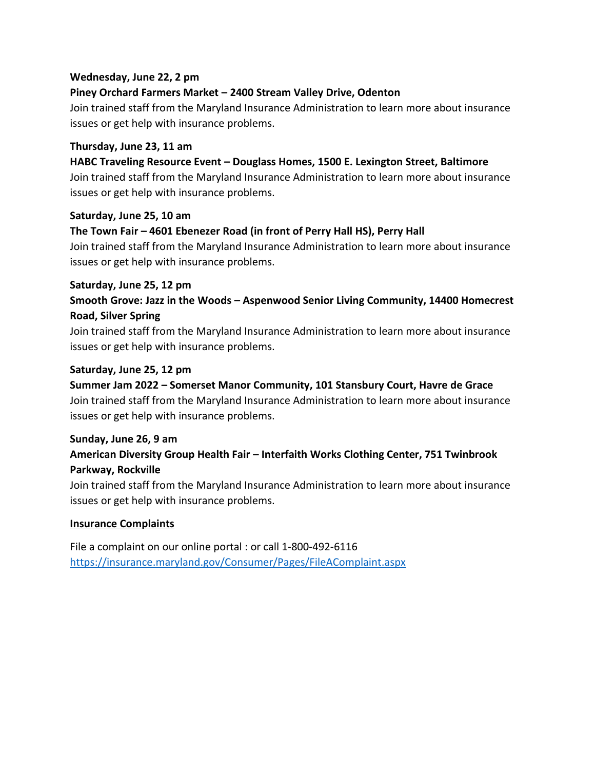**Wednesday, June 22, 2 pm**

**Piney Orchard Farmers Market – 2400 Stream Valley Drive, Odenton**

Join trained staff from the Maryland Insurance Administration to learn more about insurance issues or get help with insurance problems.

**Thursday, June 23, 11 am**

**HABC Traveling Resource Event – Douglass Homes, 1500 E. Lexington Street, Baltimore**

Join trained staff from the Maryland Insurance Administration to learn more about insurance issues or get help with insurance problems.

**Saturday, June 25, 10 am**

**The Town Fair – 4601 Ebenezer Road (in front of Perry Hall HS), Perry Hall**

Join trained staff from the Maryland Insurance Administration to learn more about insurance issues or get help with insurance problems.

**Saturday, June 25, 12 pm**

**Smooth Grove: Jazz in the Woods – Aspenwood Senior Living Community, 14400 Homecrest Road, Silver Spring**

Join trained staff from the Maryland Insurance Administration to learn more about insurance issues or get help with insurance problems.

**Saturday, June 25, 12 pm**

**Summer Jam 2022 – Somerset Manor Community, 101 Stansbury Court, Havre de Grace**

Join trained staff from the Maryland Insurance Administration to learn more about insurance issues or get help with insurance problems.

**Sunday, June 26, 9 am**

**American Diversity Group Health Fair – Interfaith Works Clothing Center, 751 Twinbrook Parkway, Rockville**

Join trained staff from the Maryland Insurance Administration to learn more about insurance issues or get help with insurance problems.

**Insurance Complaints**

File a complaint on our online portal : or call 1-800-492-6116
https://insurance.maryland.gov/Consumer/Pages/FileAComplaint.aspx